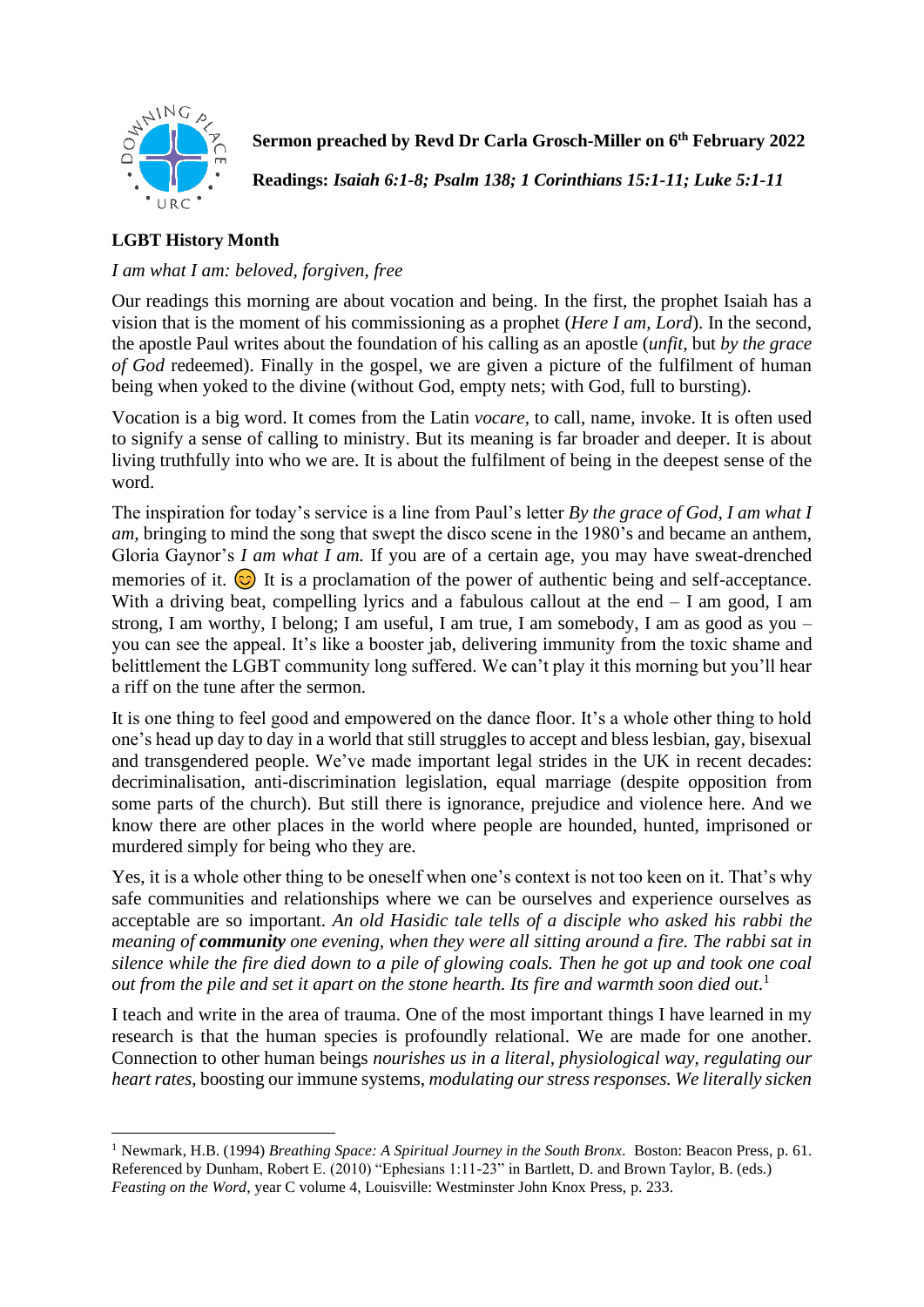**Sermon preached by Revd Dr Carla Grosch-Miller on 6th February 2022**

**Readings:** ***Isaiah 6:1-8; Psalm 138; 1 Corinthians 15:1-11; Luke 5:1-11***

## LGBT History Month

*I am what I am: beloved, forgiven, free*

Our readings this morning are about vocation and being. In the first, the prophet Isaiah has a vision that is the moment of his commissioning as a prophet (*Here I am, Lord*). In the second, the apostle Paul writes about the foundation of his calling as an apostle (*unfit*, but *by the grace of God* redeemed). Finally in the gospel, we are given a picture of the fulfilment of human being when yoked to the divine (without God, empty nets; with God, full to bursting).

Vocation is a big word. It comes from the Latin *vocare*, to call, name, invoke. It is often used to signify a sense of calling to ministry. But its meaning is far broader and deeper. It is about living truthfully into who we are. It is about the fulfilment of being in the deepest sense of the word.

The inspiration for today's service is a line from Paul's letter *By the grace of God, I am what I am,* bringing to mind the song that swept the disco scene in the 1980's and became an anthem, Gloria Gaynor's *I am what I am.* If you are of a certain age, you may have sweat-drenched memories of it. 😊 It is a proclamation of the power of authentic being and self-acceptance. With a driving beat, compelling lyrics and a fabulous callout at the end – I am good, I am strong, I am worthy, I belong; I am useful, I am true, I am somebody, I am as good as you – you can see the appeal. It's like a booster jab, delivering immunity from the toxic shame and belittlement the LGBT community long suffered. We can't play it this morning but you'll hear a riff on the tune after the sermon.

It is one thing to feel good and empowered on the dance floor. It's a whole other thing to hold one's head up day to day in a world that still struggles to accept and bless lesbian, gay, bisexual and transgendered people. We've made important legal strides in the UK in recent decades: decriminalisation, anti-discrimination legislation, equal marriage (despite opposition from some parts of the church). But still there is ignorance, prejudice and violence here. And we know there are other places in the world where people are hounded, hunted, imprisoned or murdered simply for being who they are.

Yes, it is a whole other thing to be oneself when one's context is not too keen on it. That's why safe communities and relationships where we can be ourselves and experience ourselves as acceptable are so important. *An old Hasidic tale tells of a disciple who asked his rabbi the meaning of* ***community*** *one evening, when they were all sitting around a fire. The rabbi sat in silence while the fire died down to a pile of glowing coals. Then he got up and took one coal out from the pile and set it apart on the stone hearth. Its fire and warmth soon died out.*[1]

I teach and write in the area of trauma. One of the most important things I have learned in my research is that the human species is profoundly relational. We are made for one another. Connection to other human beings *nourishes us in a literal, physiological way, regulating our heart rates*, boosting our immune systems, *modulating our stress responses. We literally sicken*

---

[1] Newmark, H.B. (1994) *Breathing Space: A Spiritual Journey in the South Bronx*. Boston: Beacon Press, p. 61. Referenced by Dunham, Robert E. (2010) "Ephesians 1:11-23" in Bartlett, D. and Brown Taylor, B. (eds.) *Feasting on the Word*, year C volume 4, Louisville: Westminster John Knox Press, p. 233.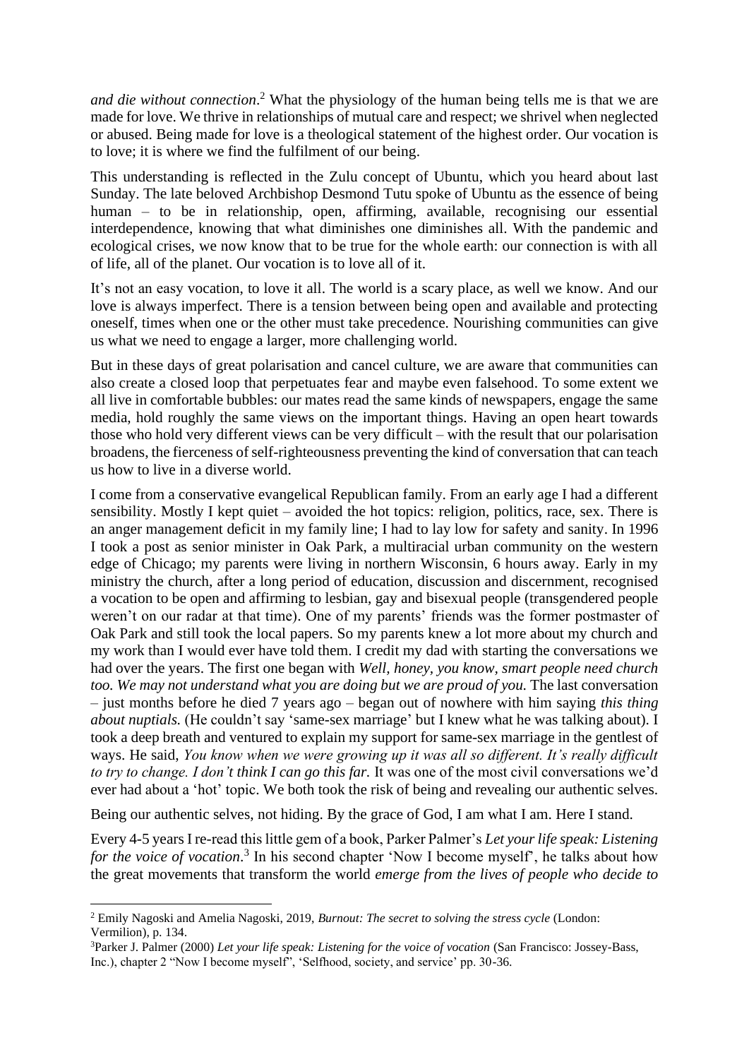*and die without connection*.[2] What the physiology of the human being tells me is that we are made for love. We thrive in relationships of mutual care and respect; we shrivel when neglected or abused. Being made for love is a theological statement of the highest order. Our vocation is to love; it is where we find the fulfilment of our being.

This understanding is reflected in the Zulu concept of Ubuntu, which you heard about last Sunday. The late beloved Archbishop Desmond Tutu spoke of Ubuntu as the essence of being human – to be in relationship, open, affirming, available, recognising our essential interdependence, knowing that what diminishes one diminishes all. With the pandemic and ecological crises, we now know that to be true for the whole earth: our connection is with all of life, all of the planet. Our vocation is to love all of it.

It's not an easy vocation, to love it all. The world is a scary place, as well we know. And our love is always imperfect. There is a tension between being open and available and protecting oneself, times when one or the other must take precedence. Nourishing communities can give us what we need to engage a larger, more challenging world.

But in these days of great polarisation and cancel culture, we are aware that communities can also create a closed loop that perpetuates fear and maybe even falsehood. To some extent we all live in comfortable bubbles: our mates read the same kinds of newspapers, engage the same media, hold roughly the same views on the important things. Having an open heart towards those who hold very different views can be very difficult – with the result that our polarisation broadens, the fierceness of self-righteousness preventing the kind of conversation that can teach us how to live in a diverse world.

I come from a conservative evangelical Republican family. From an early age I had a different sensibility. Mostly I kept quiet – avoided the hot topics: religion, politics, race, sex. There is an anger management deficit in my family line; I had to lay low for safety and sanity. In 1996 I took a post as senior minister in Oak Park, a multiracial urban community on the western edge of Chicago; my parents were living in northern Wisconsin, 6 hours away. Early in my ministry the church, after a long period of education, discussion and discernment, recognised a vocation to be open and affirming to lesbian, gay and bisexual people (transgendered people weren't on our radar at that time). One of my parents' friends was the former postmaster of Oak Park and still took the local papers. So my parents knew a lot more about my church and my work than I would ever have told them. I credit my dad with starting the conversations we had over the years. The first one began with *Well, honey, you know, smart people need church too. We may not understand what you are doing but we are proud of you.* The last conversation – just months before he died 7 years ago – began out of nowhere with him saying *this thing about nuptials.* (He couldn't say 'same-sex marriage' but I knew what he was talking about). I took a deep breath and ventured to explain my support for same-sex marriage in the gentlest of ways. He said, *You know when we were growing up it was all so different. It's really difficult to try to change. I don't think I can go this far.* It was one of the most civil conversations we'd ever had about a 'hot' topic. We both took the risk of being and revealing our authentic selves.

Being our authentic selves, not hiding. By the grace of God, I am what I am. Here I stand.

Every 4-5 years I re-read this little gem of a book, Parker Palmer's *Let your life speak: Listening for the voice of vocation*.[3] In his second chapter 'Now I become myself', he talks about how the great movements that transform the world *emerge from the lives of people who decide to*

---

[2] Emily Nagoski and Amelia Nagoski, 2019, *Burnout: The secret to solving the stress cycle* (London: Vermilion), p. 134.

[3] Parker J. Palmer (2000) *Let your life speak: Listening for the voice of vocation* (San Francisco: Jossey-Bass, Inc.), chapter 2 "Now I become myself", 'Selfhood, society, and service' pp. 30-36.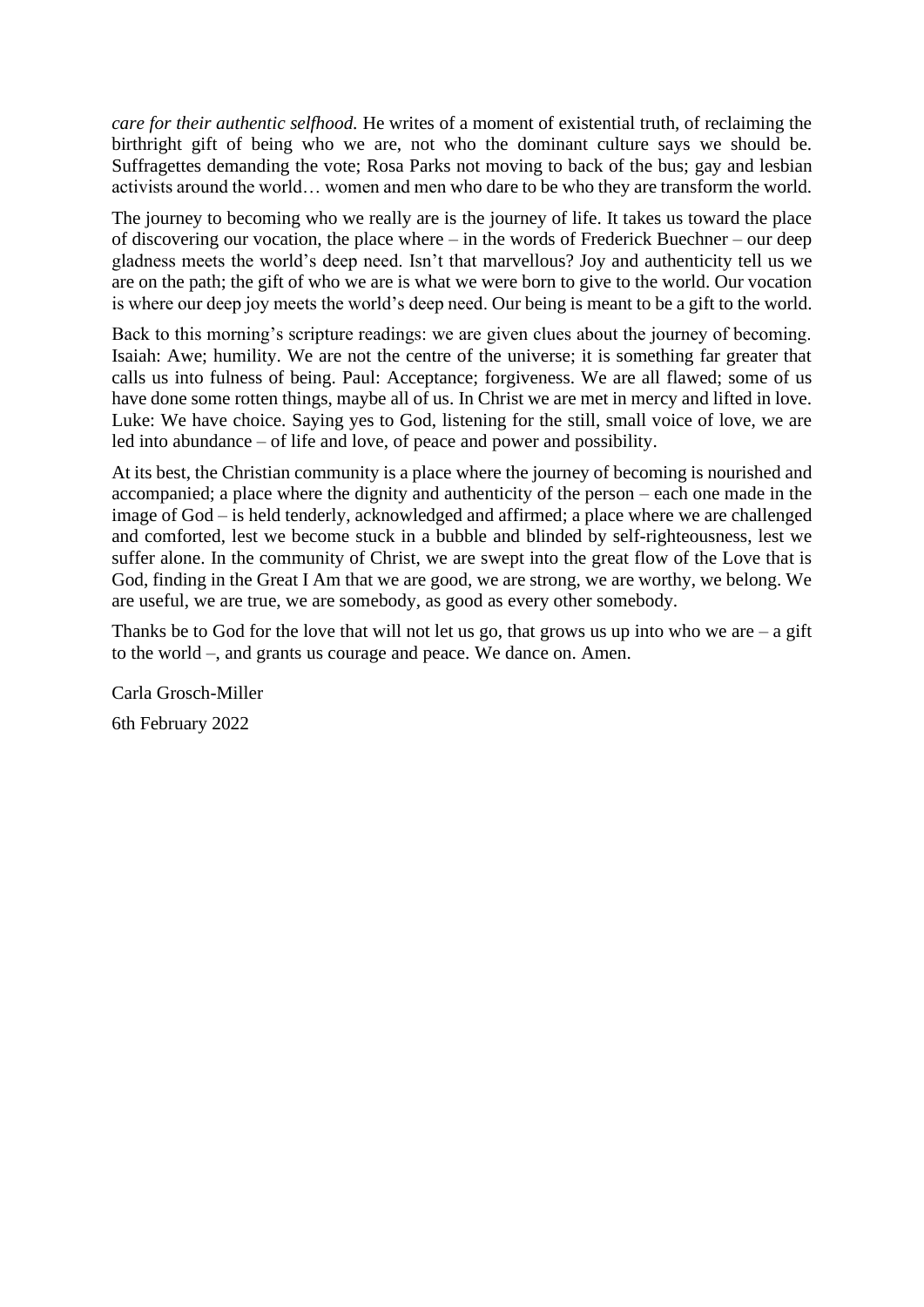*care for their authentic selfhood.* He writes of a moment of existential truth, of reclaiming the birthright gift of being who we are, not who the dominant culture says we should be. Suffragettes demanding the vote; Rosa Parks not moving to back of the bus; gay and lesbian activists around the world… women and men who dare to be who they are transform the world.

The journey to becoming who we really are is the journey of life. It takes us toward the place of discovering our vocation, the place where – in the words of Frederick Buechner – our deep gladness meets the world's deep need. Isn't that marvellous? Joy and authenticity tell us we are on the path; the gift of who we are is what we were born to give to the world. Our vocation is where our deep joy meets the world's deep need. Our being is meant to be a gift to the world.

Back to this morning's scripture readings: we are given clues about the journey of becoming. Isaiah: Awe; humility. We are not the centre of the universe; it is something far greater that calls us into fulness of being. Paul: Acceptance; forgiveness. We are all flawed; some of us have done some rotten things, maybe all of us. In Christ we are met in mercy and lifted in love. Luke: We have choice. Saying yes to God, listening for the still, small voice of love, we are led into abundance – of life and love, of peace and power and possibility.

At its best, the Christian community is a place where the journey of becoming is nourished and accompanied; a place where the dignity and authenticity of the person – each one made in the image of God – is held tenderly, acknowledged and affirmed; a place where we are challenged and comforted, lest we become stuck in a bubble and blinded by self-righteousness, lest we suffer alone. In the community of Christ, we are swept into the great flow of the Love that is God, finding in the Great I Am that we are good, we are strong, we are worthy, we belong. We are useful, we are true, we are somebody, as good as every other somebody.

Thanks be to God for the love that will not let us go, that grows us up into who we are – a gift to the world –, and grants us courage and peace. We dance on. Amen.

Carla Grosch-Miller

6th February 2022